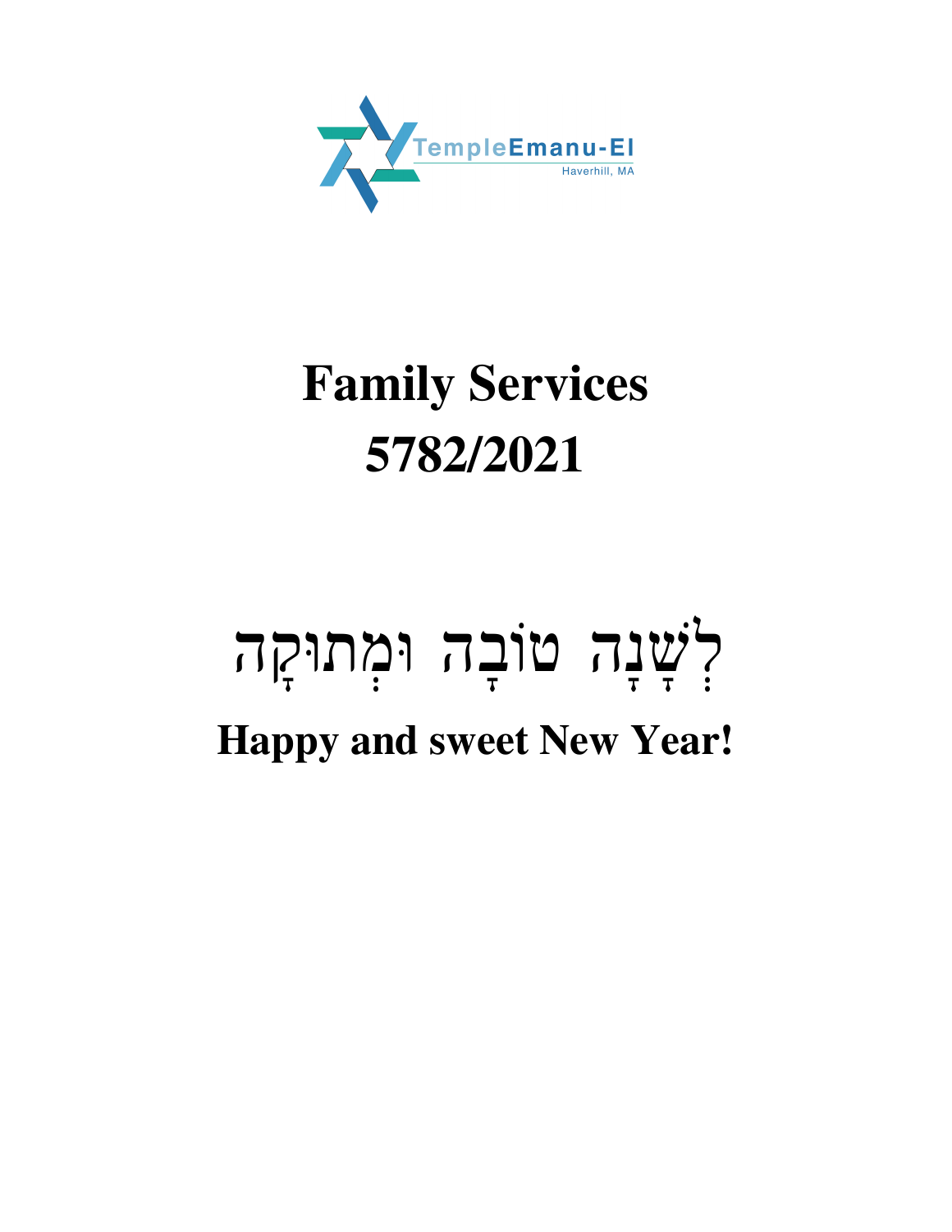TempleEmanu-El

Haverhill, MA

# Family Services
# 5782/2021

# לְשָׁנָה טוֹבָה וּמְתוּקָה

## Happy and sweet New Year!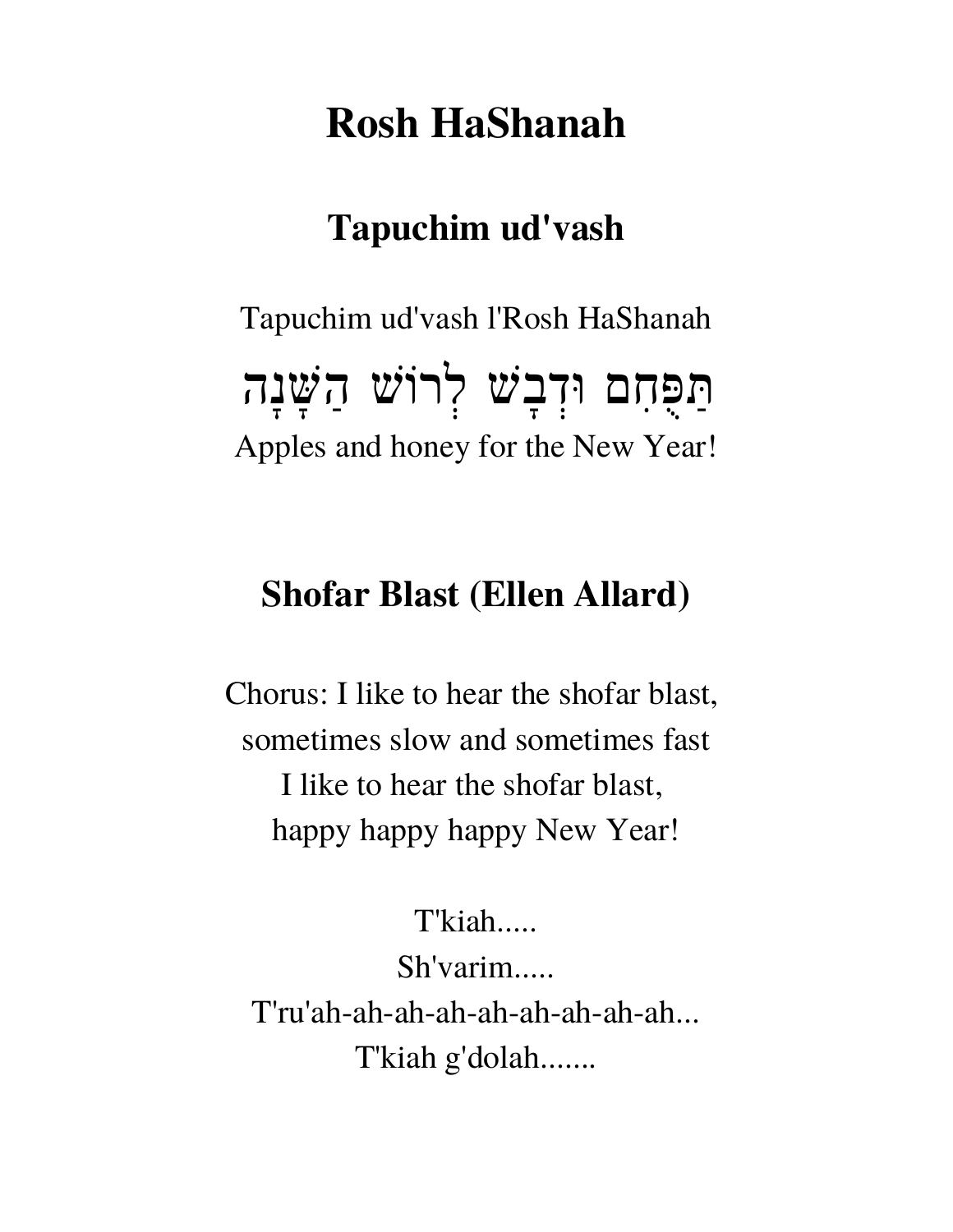# Rosh HaShanah

## Tapuchim ud'vash

Tapuchim ud'vash l'Rosh HaShanah

תַּפֻּחִם וּדְבָשׁ לְרוֹשׁ הַשָּׁנָה

Apples and honey for the New Year!

## Shofar Blast (Ellen Allard)

Chorus: I like to hear the shofar blast,
sometimes slow and sometimes fast
I like to hear the shofar blast,
happy happy happy New Year!

T'kiah.....
Sh'varim.....
T'ru'ah-ah-ah-ah-ah-ah-ah-ah-ah...
T'kiah g'dolah.......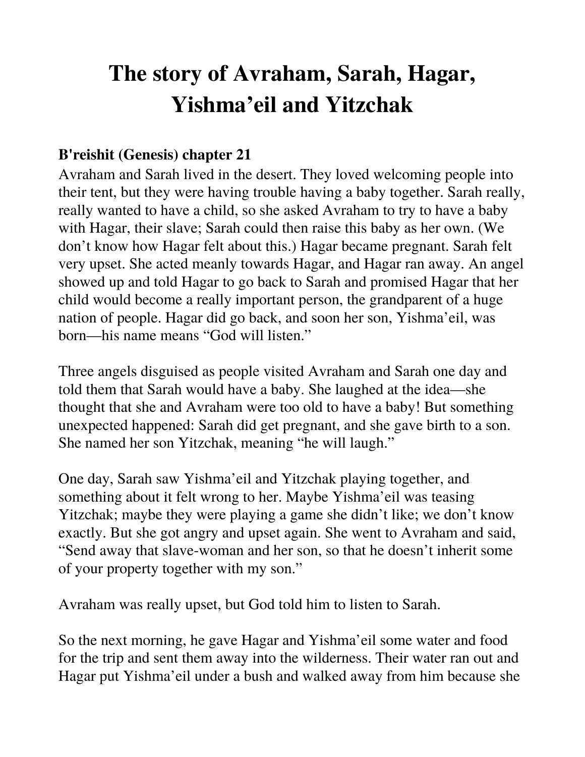# The story of Avraham, Sarah, Hagar, Yishma'eil and Yitzchak

**B'reishit (Genesis) chapter 21**

Avraham and Sarah lived in the desert. They loved welcoming people into their tent, but they were having trouble having a baby together. Sarah really, really wanted to have a child, so she asked Avraham to try to have a baby with Hagar, their slave; Sarah could then raise this baby as her own. (We don't know how Hagar felt about this.) Hagar became pregnant. Sarah felt very upset. She acted meanly towards Hagar, and Hagar ran away. An angel showed up and told Hagar to go back to Sarah and promised Hagar that her child would become a really important person, the grandparent of a huge nation of people. Hagar did go back, and soon her son, Yishma'eil, was born—his name means "God will listen."

Three angels disguised as people visited Avraham and Sarah one day and told them that Sarah would have a baby. She laughed at the idea—she thought that she and Avraham were too old to have a baby! But something unexpected happened: Sarah did get pregnant, and she gave birth to a son. She named her son Yitzchak, meaning "he will laugh."

One day, Sarah saw Yishma'eil and Yitzchak playing together, and something about it felt wrong to her. Maybe Yishma'eil was teasing Yitzchak; maybe they were playing a game she didn't like; we don't know exactly. But she got angry and upset again. She went to Avraham and said, "Send away that slave-woman and her son, so that he doesn't inherit some of your property together with my son."

Avraham was really upset, but God told him to listen to Sarah.

So the next morning, he gave Hagar and Yishma'eil some water and food for the trip and sent them away into the wilderness. Their water ran out and Hagar put Yishma'eil under a bush and walked away from him because she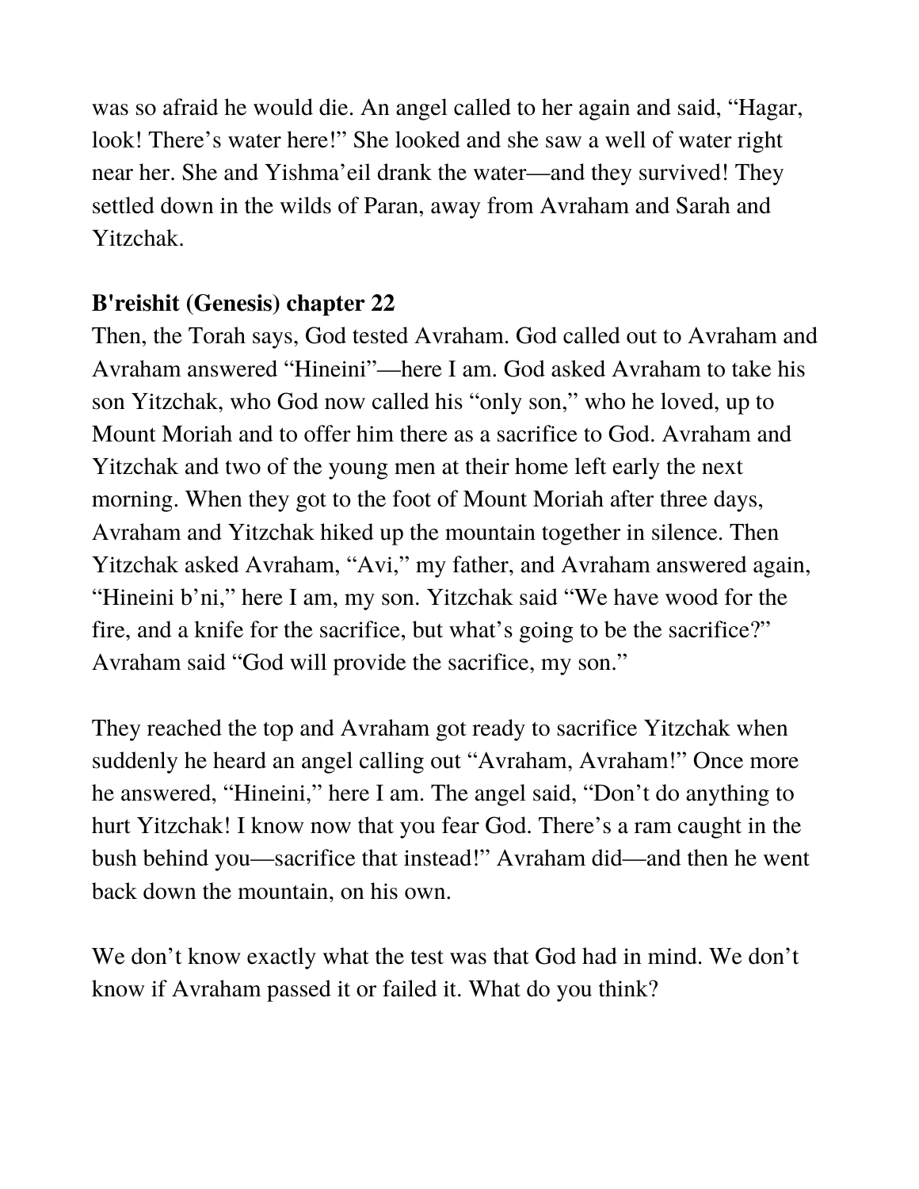was so afraid he would die. An angel called to her again and said, "Hagar, look! There's water here!" She looked and she saw a well of water right near her. She and Yishma'eil drank the water—and they survived! They settled down in the wilds of Paran, away from Avraham and Sarah and Yitzchak.

**B'reishit (Genesis) chapter 22**

Then, the Torah says, God tested Avraham. God called out to Avraham and Avraham answered "Hineini"—here I am. God asked Avraham to take his son Yitzchak, who God now called his "only son," who he loved, up to Mount Moriah and to offer him there as a sacrifice to God. Avraham and Yitzchak and two of the young men at their home left early the next morning. When they got to the foot of Mount Moriah after three days, Avraham and Yitzchak hiked up the mountain together in silence. Then Yitzchak asked Avraham, "Avi," my father, and Avraham answered again, "Hineini b'ni," here I am, my son. Yitzchak said "We have wood for the fire, and a knife for the sacrifice, but what's going to be the sacrifice?" Avraham said "God will provide the sacrifice, my son."

They reached the top and Avraham got ready to sacrifice Yitzchak when suddenly he heard an angel calling out "Avraham, Avraham!" Once more he answered, "Hineini," here I am. The angel said, "Don't do anything to hurt Yitzchak! I know now that you fear God. There's a ram caught in the bush behind you—sacrifice that instead!" Avraham did—and then he went back down the mountain, on his own.

We don't know exactly what the test was that God had in mind. We don't know if Avraham passed it or failed it. What do you think?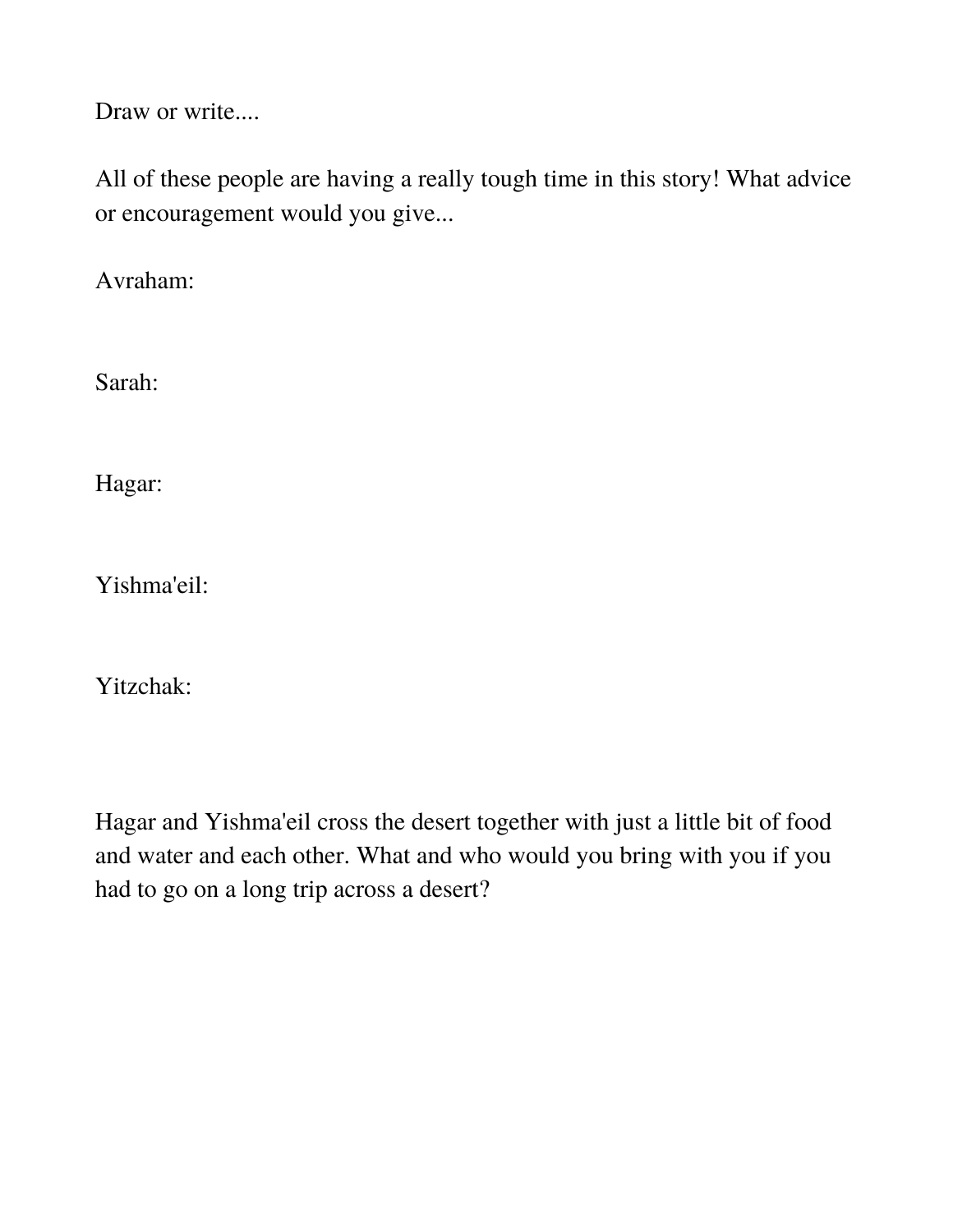Draw or write....

All of these people are having a really tough time in this story! What advice or encouragement would you give...

Avraham:

Sarah:

Hagar:

Yishma'eil:

Yitzchak:

Hagar and Yishma'eil cross the desert together with just a little bit of food and water and each other. What and who would you bring with you if you had to go on a long trip across a desert?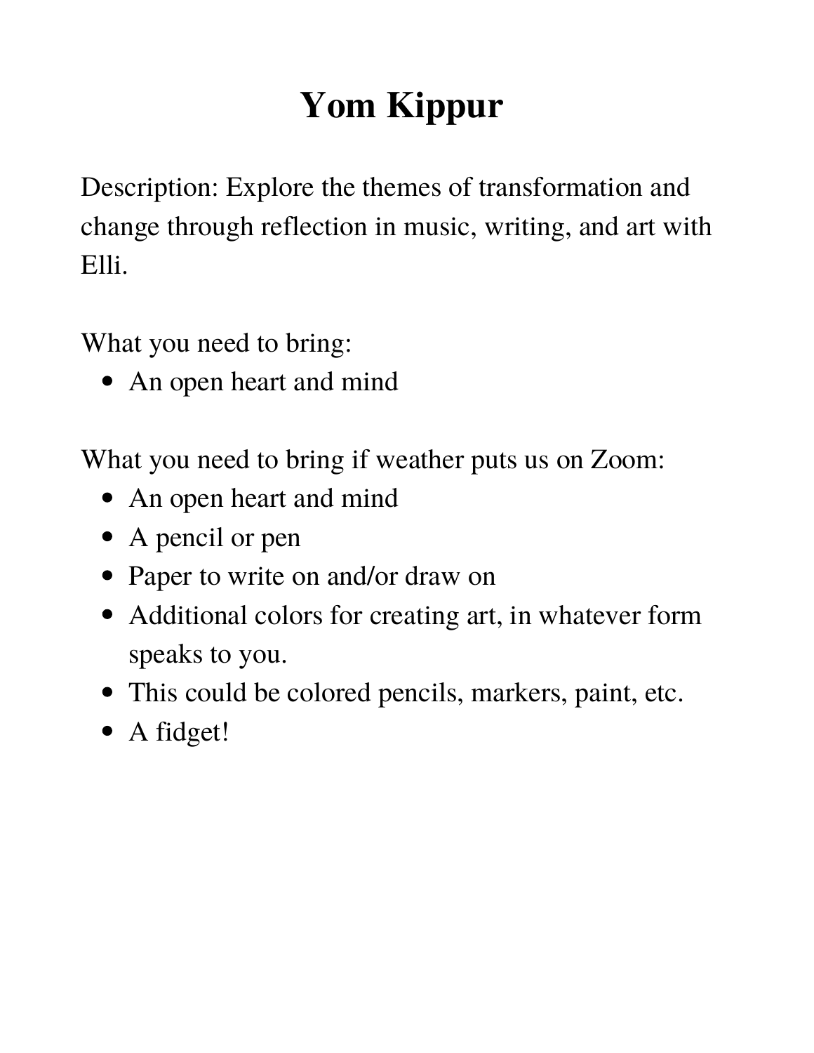# Yom Kippur

Description: Explore the themes of transformation and change through reflection in music, writing, and art with Elli.

What you need to bring:

- An open heart and mind

What you need to bring if weather puts us on Zoom:

- An open heart and mind
- A pencil or pen
- Paper to write on and/or draw on
- Additional colors for creating art, in whatever form speaks to you.
- This could be colored pencils, markers, paint, etc.
- A fidget!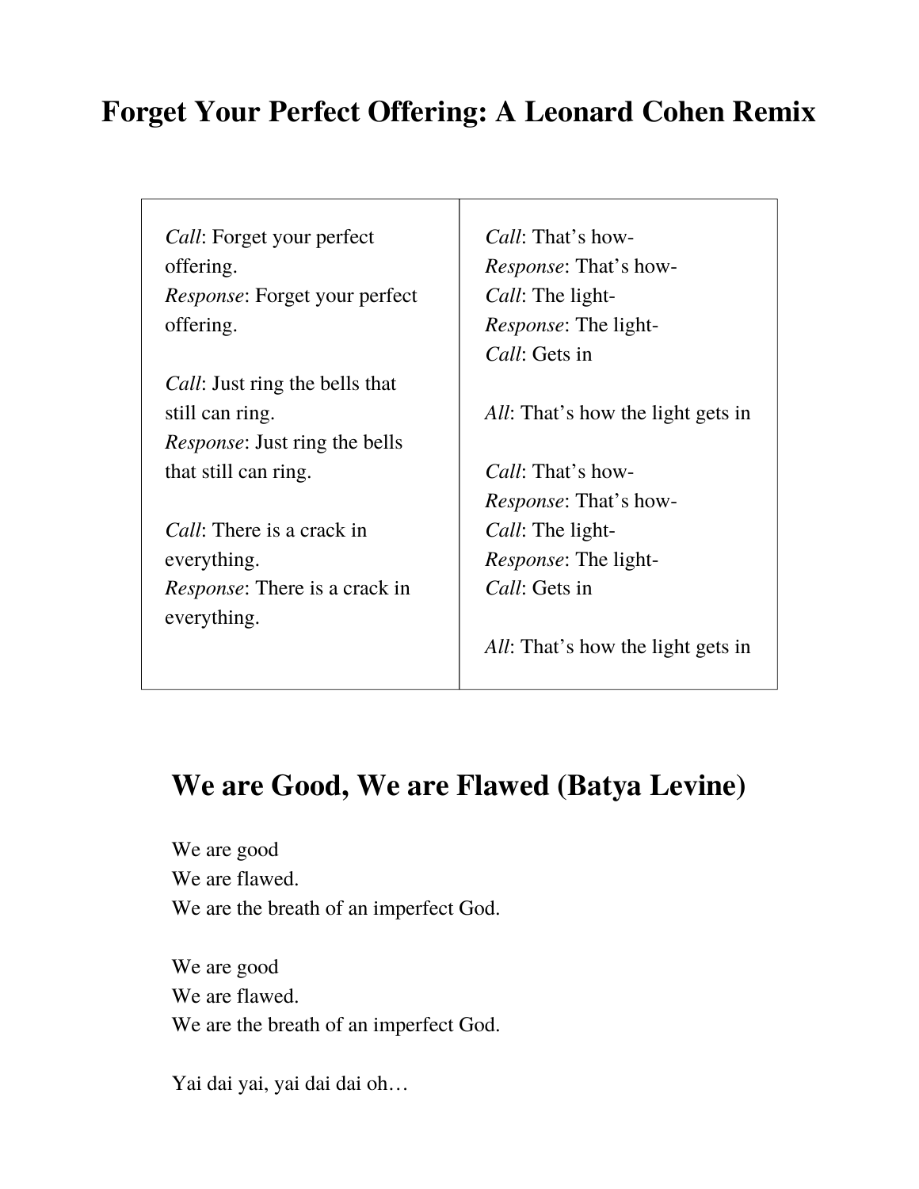# Forget Your Perfect Offering: A Leonard Cohen Remix

*Call*: Forget your perfect offering.
*Response*: Forget your perfect offering.

*Call*: Just ring the bells that still can ring.
*Response*: Just ring the bells that still can ring.

*Call*: There is a crack in everything.
*Response*: There is a crack in everything.

*Call*: That's how-
*Response*: That's how-
*Call*: The light-
*Response*: The light-
*Call*: Gets in

*All*: That's how the light gets in

*Call*: That's how-
*Response*: That's how-
*Call*: The light-
*Response*: The light-
*Call*: Gets in

*All*: That's how the light gets in

## We are Good, We are Flawed (Batya Levine)

We are good
We are flawed.
We are the breath of an imperfect God.

We are good
We are flawed.
We are the breath of an imperfect God.

Yai dai yai, yai dai dai oh…